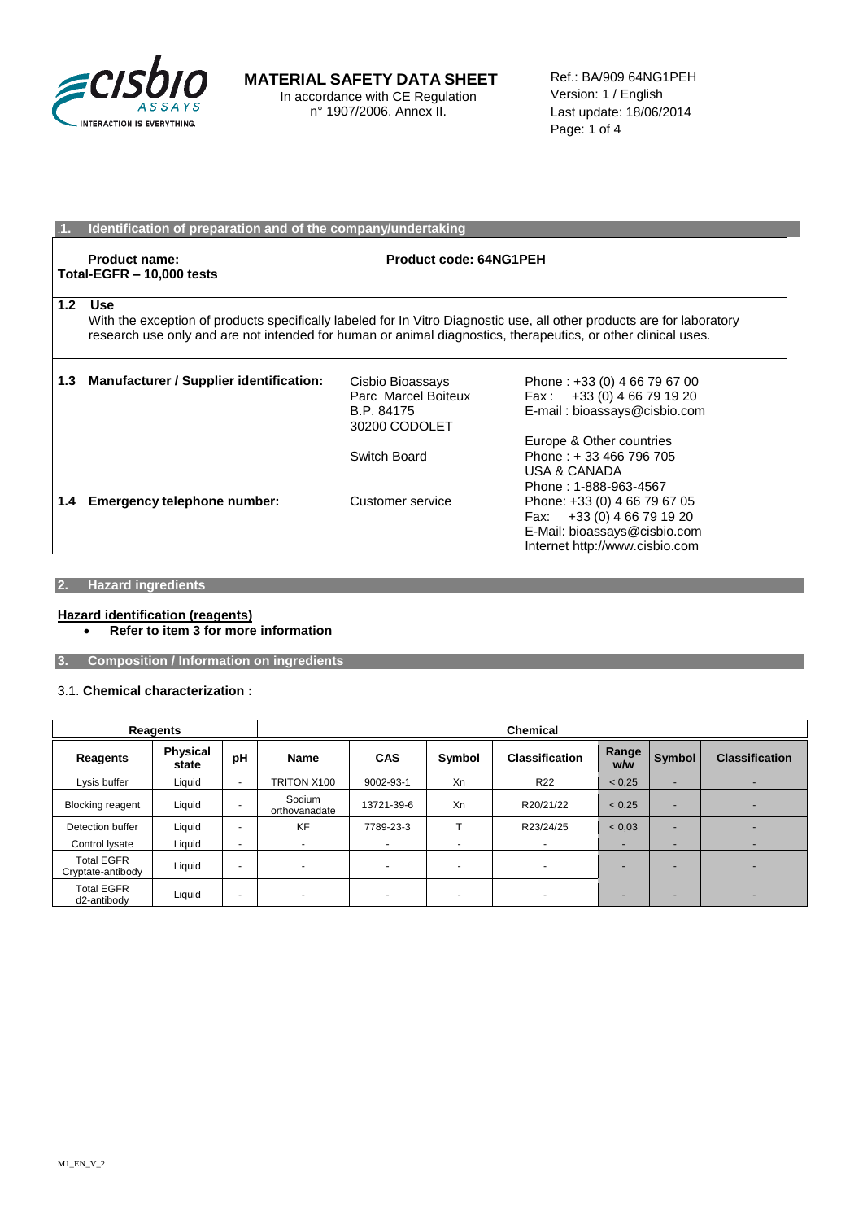**MATERIAL SAFETY DATA SHEET**
In accordance with CE Regulation n° 1907/2006. Annex II.

Ref.: BA/909 64NG1PEH
Version: 1 / English
Last update: 18/06/2014

## 1. Identification of preparation and of the company/undertaking

**Product name:**
**Total-EGFR – 10,000 tests**

**Product code: 64NG1PEH**

**1.2 Use**

With the exception of products specifically labeled for In Vitro Diagnostic use, all other products are for laboratory research use only and are not intended for human or animal diagnostics, therapeutics, or other clinical uses.

**1.3 Manufacturer / Supplier identification:**

Cisbio Bioassays
Parc Marcel Boiteux
B.P. 84175
30200 CODOLET

Phone : +33 (0) 4 66 79 67 00
Fax : +33 (0) 4 66 79 19 20
E-mail : bioassays@cisbio.com

Switch Board

Europe & Other countries
Phone : + 33 466 796 705
USA & CANADA
Phone : 1-888-963-4567

**1.4 Emergency telephone number:**

Customer service

Phone: +33 (0) 4 66 79 67 05
Fax: +33 (0) 4 66 79 19 20
E-Mail: bioassays@cisbio.com
Internet http://www.cisbio.com

## 2. Hazard ingredients

**Hazard identification (reagents)**

- **Refer to item 3 for more information**

## 3. Composition / Information on ingredients

3.1. **Chemical characterization :**

| Reagents | | | Chemical | | | | | | |
|---|---|---|---|---|---|---|---|---|---|
| **Reagents** | **Physical state** | **pH** | **Name** | **CAS** | **Symbol** | **Classification** | **Range w/w** | **Symbol** | **Classification** |
| Lysis buffer | Liquid | - | TRITON X100 | 9002-93-1 | Xn | R22 | < 0,25 | - | - |
| Blocking reagent | Liquid | - | Sodium orthovanadate | 13721-39-6 | Xn | R20/21/22 | < 0.25 | - | - |
| Detection buffer | Liquid | - | KF | 7789-23-3 | T | R23/24/25 | < 0,03 | - | - |
| Control lysate | Liquid | - | - | - | - | - | - | - | - |
| Total EGFR Cryptate-antibody | Liquid | - | - | - | - | - | - | - | - |
| Total EGFR d2-antibody | Liquid | - | - | - | - | - | - | - | - |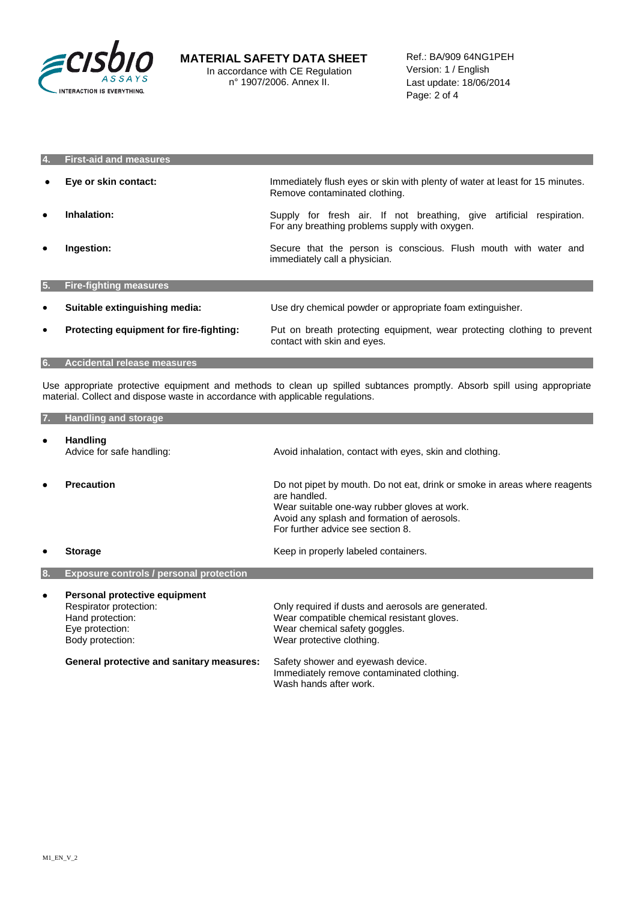## 4. First-aid and measures

- **Eye or skin contact:** Immediately flush eyes or skin with plenty of water at least for 15 minutes. Remove contaminated clothing.
- **Inhalation:** Supply for fresh air. If not breathing, give artificial respiration. For any breathing problems supply with oxygen.
- **Ingestion:** Secure that the person is conscious. Flush mouth with water and immediately call a physician.

## 5. Fire-fighting measures

- **Suitable extinguishing media:** Use dry chemical powder or appropriate foam extinguisher.
- **Protecting equipment for fire-fighting:** Put on breath protecting equipment, wear protecting clothing to prevent contact with skin and eyes.

## 6. Accidental release measures

Use appropriate protective equipment and methods to clean up spilled subtances promptly. Absorb spill using appropriate material. Collect and dispose waste in accordance with applicable regulations.

## 7. Handling and storage

- **Handling**
  Advice for safe handling: Avoid inhalation, contact with eyes, skin and clothing.
- **Precaution**
  Do not pipet by mouth. Do not eat, drink or smoke in areas where reagents are handled.
  Wear suitable one-way rubber gloves at work.
  Avoid any splash and formation of aerosols.
  For further advice see section 8.
- **Storage**
  Keep in properly labeled containers.

## 8. Exposure controls / personal protection

- **Personal protective equipment**
  Respirator protection: Only required if dusts and aerosols are generated.
  Hand protection: Wear compatible chemical resistant gloves.
  Eye protection: Wear chemical safety goggles.
  Body protection: Wear protective clothing.

  **General protective and sanitary measures:** Safety shower and eyewash device.
  Immediately remove contaminated clothing.
  Wash hands after work.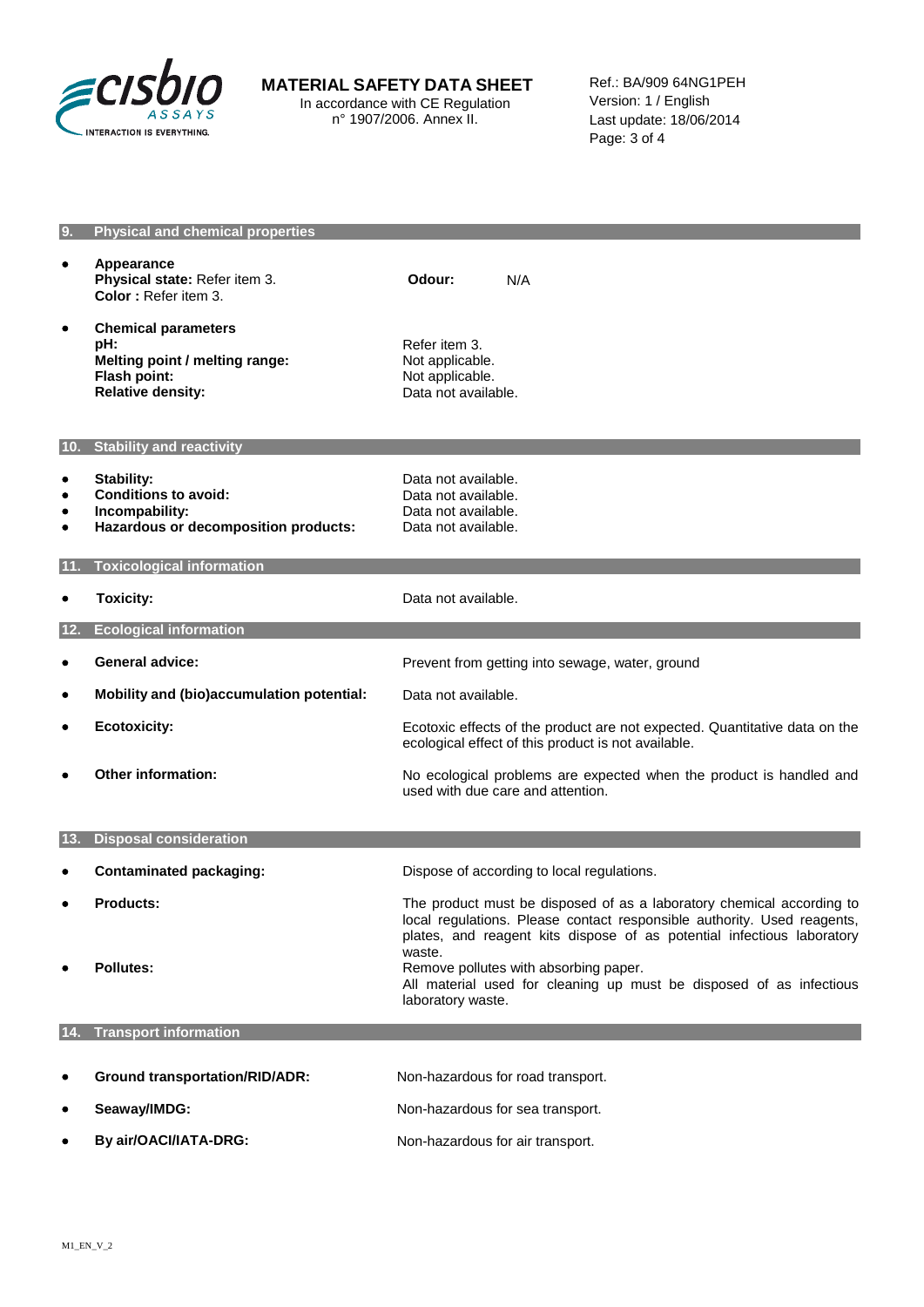## 9. Physical and chemical properties

- **Appearance**
  **Physical state:** Refer item 3.
  **Color :** Refer item 3.

  **Odour:** N/A

- **Chemical parameters**
  **pH:** Refer item 3.
  **Melting point / melting range:** Not applicable.
  **Flash point:** Not applicable.
  **Relative density:** Data not available.

## 10. Stability and reactivity

- **Stability:** Data not available.
- **Conditions to avoid:** Data not available.
- **Incompability:** Data not available.
- **Hazardous or decomposition products:** Data not available.

## 11. Toxicological information

- **Toxicity:** Data not available.

## 12. Ecological information

- **General advice:** Prevent from getting into sewage, water, ground
- **Mobility and (bio)accumulation potential:** Data not available.
- **Ecotoxicity:** Ecotoxic effects of the product are not expected. Quantitative data on the ecological effect of this product is not available.
- **Other information:** No ecological problems are expected when the product is handled and used with due care and attention.

## 13. Disposal consideration

- **Contaminated packaging:** Dispose of according to local regulations.
- **Products:** The product must be disposed of as a laboratory chemical according to local regulations. Please contact responsible authority. Used reagents, plates, and reagent kits dispose of as potential infectious laboratory waste.
- **Pollutes:** Remove pollutes with absorbing paper.
  All material used for cleaning up must be disposed of as infectious laboratory waste.

## 14. Transport information

- **Ground transportation/RID/ADR:** Non-hazardous for road transport.
- **Seaway/IMDG:** Non-hazardous for sea transport.
- **By air/OACI/IATA-DRG:** Non-hazardous for air transport.

M1_EN_V_2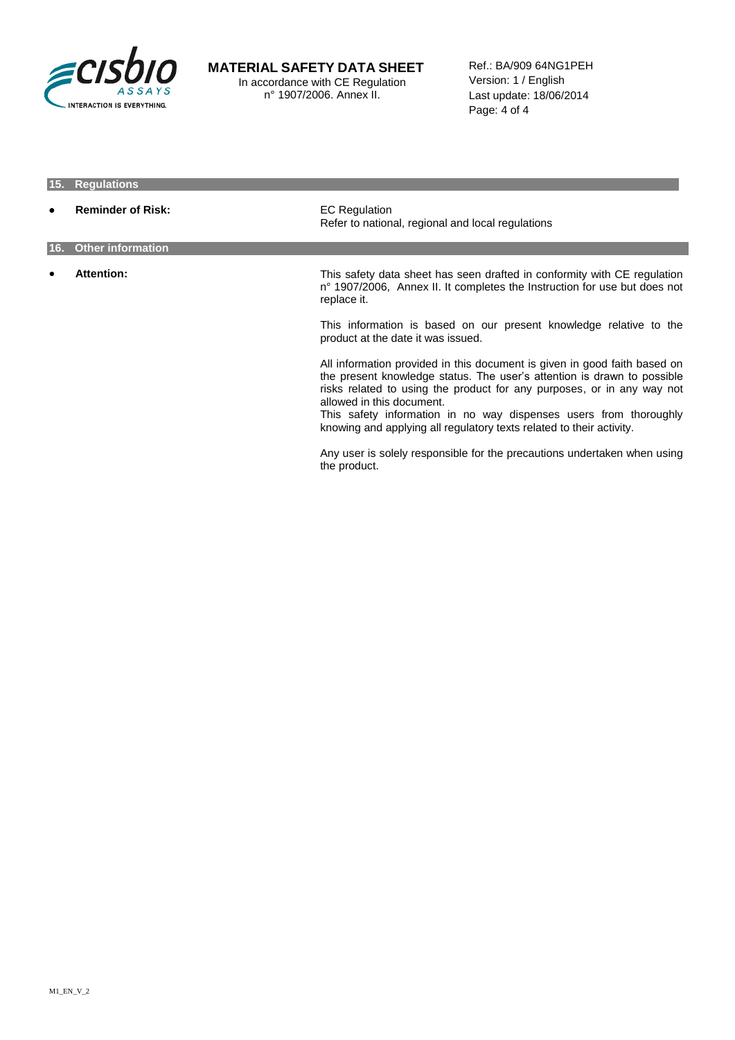## 15. Regulations

- **Reminder of Risk:** EC Regulation
  Refer to national, regional and local regulations

## 16. Other information

- **Attention:** This safety data sheet has seen drafted in conformity with CE regulation n° 1907/2006, Annex II. It completes the Instruction for use but does not replace it.

  This information is based on our present knowledge relative to the product at the date it was issued.

  All information provided in this document is given in good faith based on the present knowledge status. The user's attention is drawn to possible risks related to using the product for any purposes, or in any way not allowed in this document.
  This safety information in no way dispenses users from thoroughly knowing and applying all regulatory texts related to their activity.

  Any user is solely responsible for the precautions undertaken when using the product.